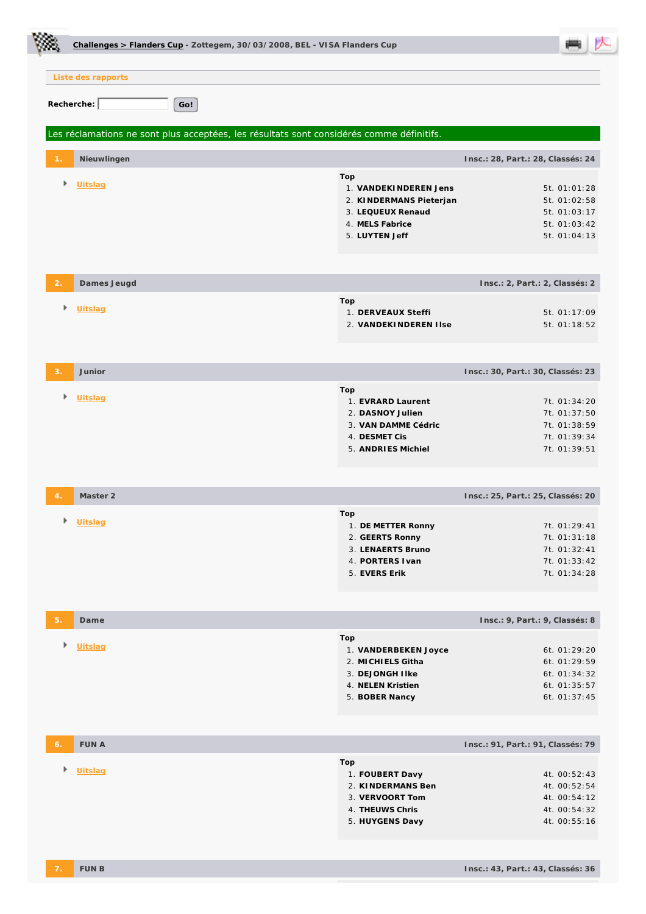**Challenges > Flanders Cup** - Zottegem, 30/03/2008, BEL - VISA Flanders Cup

Liste des rapports

**Recherche:** Go!

Les réclamations ne sont plus acceptées, les résultats sont considérés comme définitifs.

## 1. Nieuwlingen

**Insc.: 28, Part.: 28, Classés: 24**

- Uitslag

**Top**

| # | Nom | Temps |
|---|---|---|
| 1. | VANDEKINDEREN Jens | 5t. 01:01:28 |
| 2. | KINDERMANS Pieterjan | 5t. 01:02:58 |
| 3. | LEQUEUX Renaud | 5t. 01:03:17 |
| 4. | MELS Fabrice | 5t. 01:03:42 |
| 5. | LUYTEN Jeff | 5t. 01:04:13 |

## 2. Dames Jeugd

**Insc.: 2, Part.: 2, Classés: 2**

- Uitslag

**Top**

| # | Nom | Temps |
|---|---|---|
| 1. | DERVEAUX Steffi | 5t. 01:17:09 |
| 2. | VANDEKINDEREN Ilse | 5t. 01:18:52 |

## 3. Junior

**Insc.: 30, Part.: 30, Classés: 23**

- Uitslag

**Top**

| # | Nom | Temps |
|---|---|---|
| 1. | EVRARD Laurent | 7t. 01:34:20 |
| 2. | DASNOY Julien | 7t. 01:37:50 |
| 3. | VAN DAMME Cédric | 7t. 01:38:59 |
| 4. | DESMET Cis | 7t. 01:39:34 |
| 5. | ANDRIES Michiel | 7t. 01:39:51 |

## 4. Master 2

**Insc.: 25, Part.: 25, Classés: 20**

- Uitslag

**Top**

| # | Nom | Temps |
|---|---|---|
| 1. | DE METTER Ronny | 7t. 01:29:41 |
| 2. | GEERTS Ronny | 7t. 01:31:18 |
| 3. | LENAERTS Bruno | 7t. 01:32:41 |
| 4. | PORTERS Ivan | 7t. 01:33:42 |
| 5. | EVERS Erik | 7t. 01:34:28 |

## 5. Dame

**Insc.: 9, Part.: 9, Classés: 8**

- Uitslag

**Top**

| # | Nom | Temps |
|---|---|---|
| 1. | VANDERBEKEN Joyce | 6t. 01:29:20 |
| 2. | MICHIELS Githa | 6t. 01:29:59 |
| 3. | DEJONGH Ilke | 6t. 01:34:32 |
| 4. | NELEN Kristien | 6t. 01:35:57 |
| 5. | BOBER Nancy | 6t. 01:37:45 |

## 6. FUN A

**Insc.: 91, Part.: 91, Classés: 79**

- Uitslag

**Top**

| # | Nom | Temps |
|---|---|---|
| 1. | FOUBERT Davy | 4t. 00:52:43 |
| 2. | KINDERMANS Ben | 4t. 00:52:54 |
| 3. | VERVOORT Tom | 4t. 00:54:12 |
| 4. | THEUWS Chris | 4t. 00:54:32 |
| 5. | HUYGENS Davy | 4t. 00:55:16 |

## 7. FUN B

**Insc.: 43, Part.: 43, Classés: 36**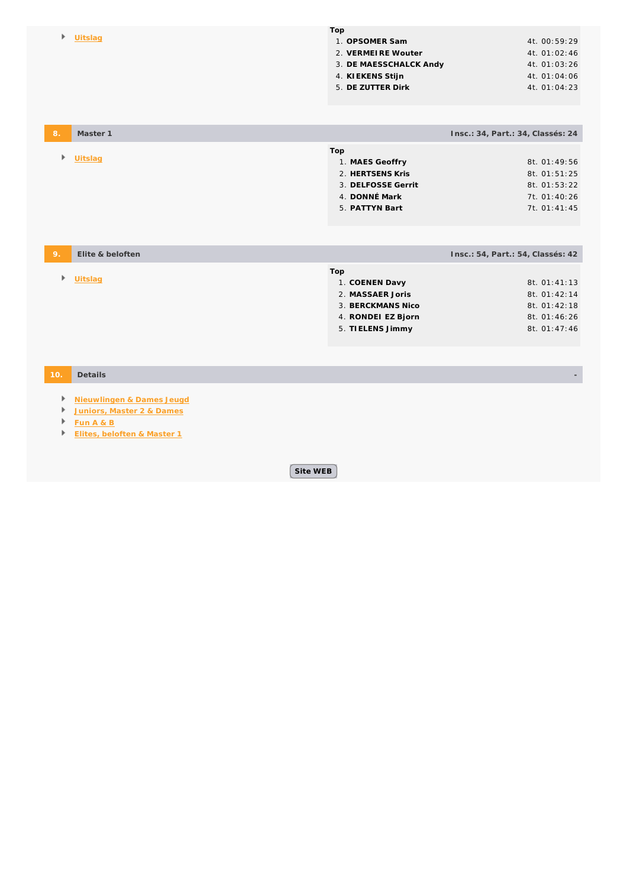- Uitslag

**Top**

| | | |
|---|---|---|
| 1. | **OPSOMER Sam** | 4t. 00:59:29 |
| 2. | **VERMEIRE Wouter** | 4t. 01:02:46 |
| 3. | **DE MAESSCHALCK Andy** | 4t. 01:03:26 |
| 4. | **KIEKENS Stijn** | 4t. 01:04:06 |
| 5. | **DE ZUTTER Dirk** | 4t. 01:04:23 |

## 8. Master 1

**Insc.: 34, Part.: 34, Classés: 24**

- Uitslag

**Top**

| | | |
|---|---|---|
| 1. | **MAES Geoffry** | 8t. 01:49:56 |
| 2. | **HERTSENS Kris** | 8t. 01:51:25 |
| 3. | **DELFOSSE Gerrit** | 8t. 01:53:22 |
| 4. | **DONNÉ Mark** | 7t. 01:40:26 |
| 5. | **PATTYN Bart** | 7t. 01:41:45 |

## 9. Elite & beloften

**Insc.: 54, Part.: 54, Classés: 42**

- Uitslag

**Top**

| | | |
|---|---|---|
| 1. | **COENEN Davy** | 8t. 01:41:13 |
| 2. | **MASSAER Joris** | 8t. 01:42:14 |
| 3. | **BERCKMANS Nico** | 8t. 01:42:18 |
| 4. | **RONDEI EZ Bjorn** | 8t. 01:46:26 |
| 5. | **TIELENS Jimmy** | 8t. 01:47:46 |

## 10. Details

-

- Nieuwlingen & Dames Jeugd
- Juniors, Master 2 & Dames
- Fun A & B
- Elites, beloften & Master 1

Site WEB